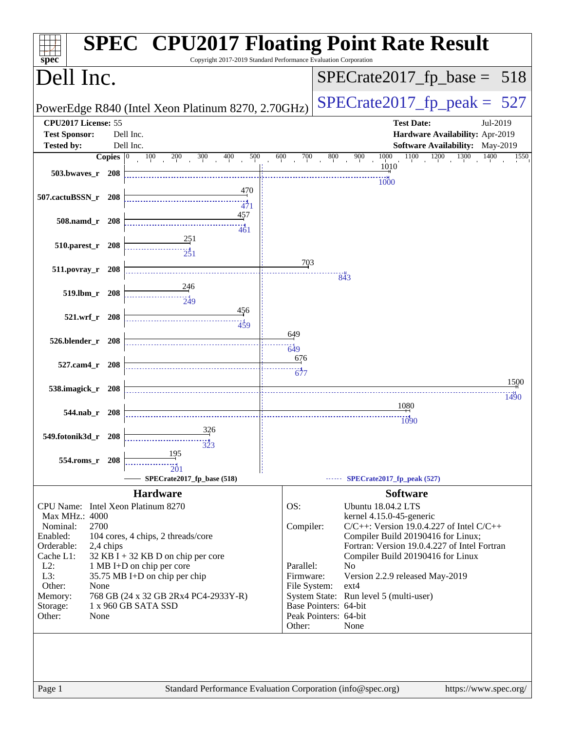# SPEC CPU2017 Floating Point Rate Result

Copyright 2017-2019 Standard Performance Evaluation Corporation

## Dell Inc.

PowerEdge R840 (Intel Xeon Platinum 8270, 2.70GHz)

SPECrate2017_fp_base = 518

SPECrate2017_fp_peak = 527

| | | | |
|---|---|---|---|
| **CPU2017 License:** | 55 | **Test Date:** | Jul-2019 |
| **Test Sponsor:** | Dell Inc. | **Hardware Availability:** | Apr-2019 |
| **Tested by:** | Dell Inc. | **Software Availability:** | May-2019 |

| Benchmark | Copies | Base | Peak |
|---|---|---|---|
| 503.bwaves_r | 208 | 1010 | 1000 |
| 507.cactuBSSN_r | 208 | 470 | 471 |
| 508.namd_r | 208 | 457 | 461 |
| 510.parest_r | 208 | 251 | 251 |
| 511.povray_r | 208 | 703 | 843 |
| 519.lbm_r | 208 | 246 | 249 |
| 521.wrf_r | 208 | 456 | 459 |
| 526.blender_r | 208 | 649 | 649 |
| 527.cam4_r | 208 | 676 | 677 |
| 538.imagick_r | 208 | 1500 | 1490 |
| 544.nab_r | 208 | 1080 | 1090 |
| 549.fotonik3d_r | 208 | 326 | 323 |
| 554.roms_r | 208 | 195 | 201 |

SPECrate2017_fp_base (518) — SPECrate2017_fp_peak (527)

### Hardware

| | |
|---|---|
| CPU Name: | Intel Xeon Platinum 8270 |
| Max MHz.: | 4000 |
| Nominal: | 2700 |
| Enabled: | 104 cores, 4 chips, 2 threads/core |
| Orderable: | 2,4 chips |
| Cache L1: | 32 KB I + 32 KB D on chip per core |
| L2: | 1 MB I+D on chip per core |
| L3: | 35.75 MB I+D on chip per chip |
| Other: | None |
| Memory: | 768 GB (24 x 32 GB 2Rx4 PC4-2933Y-R) |
| Storage: | 1 x 960 GB SATA SSD |
| Other: | None |

### Software

| | |
|---|---|
| OS: | Ubuntu 18.04.2 LTS<br>kernel 4.15.0-45-generic |
| Compiler: | C/C++: Version 19.0.4.227 of Intel C/C++ Compiler Build 20190416 for Linux;<br>Fortran: Version 19.0.4.227 of Intel Fortran Compiler Build 20190416 for Linux |
| Parallel: | No |
| Firmware: | Version 2.2.9 released May-2019 |
| File System: | ext4 |
| System State: | Run level 5 (multi-user) |
| Base Pointers: | 64-bit |
| Peak Pointers: | 64-bit |
| Other: | None |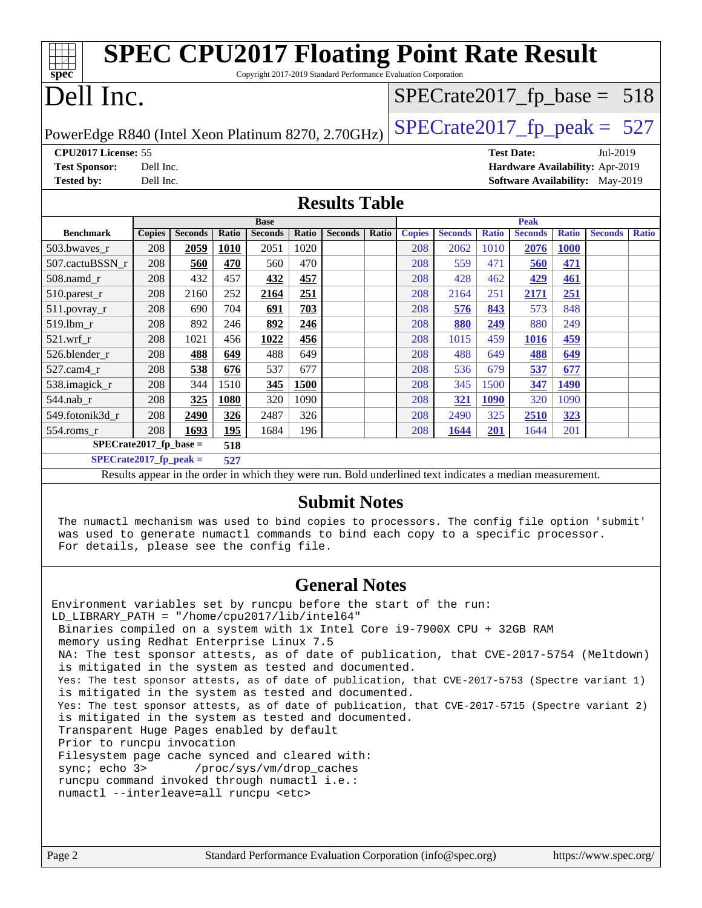# SPEC CPU2017 Floating Point Rate Result

Copyright 2017-2019 Standard Performance Evaluation Corporation

# Dell Inc.

PowerEdge R840 (Intel Xeon Platinum 8270, 2.70GHz)

SPECrate2017_fp_base = 518

SPECrate2017_fp_peak = 527

**CPU2017 License:** 55
**Test Sponsor:** Dell Inc.
**Tested by:** Dell Inc.

**Test Date:** Jul-2019
**Hardware Availability:** Apr-2019
**Software Availability:** May-2019

## Results Table

| Benchmark | Base | | | | | | | Peak | | | | | | |
|---|---|---|---|---|---|---|---|---|---|---|---|---|---|---|
| | Copies | Seconds | Ratio | Seconds | Ratio | Seconds | Ratio | Copies | Seconds | Ratio | Seconds | Ratio | Seconds | Ratio |
| 503.bwaves_r | 208 | **2059** | **1010** | 2051 | 1020 | | | 208 | 2062 | 1010 | **2076** | **1000** | | |
| 507.cactuBSSN_r | 208 | **560** | **470** | 560 | 470 | | | 208 | 559 | 471 | **560** | **471** | | |
| 508.namd_r | 208 | 432 | 457 | **432** | **457** | | | 208 | 428 | 462 | **429** | **461** | | |
| 510.parest_r | 208 | 2160 | 252 | **2164** | **251** | | | 208 | 2164 | 251 | **2171** | **251** | | |
| 511.povray_r | 208 | 690 | 704 | **691** | **703** | | | 208 | **576** | **843** | 573 | 848 | | |
| 519.lbm_r | 208 | 892 | 246 | **892** | **246** | | | 208 | **880** | **249** | 880 | 249 | | |
| 521.wrf_r | 208 | 1021 | 456 | **1022** | **456** | | | 208 | 1015 | 459 | **1016** | **459** | | |
| 526.blender_r | 208 | **488** | **649** | 488 | 649 | | | 208 | 488 | 649 | **488** | **649** | | |
| 527.cam4_r | 208 | **538** | **676** | 537 | 677 | | | 208 | 536 | 679 | **537** | **677** | | |
| 538.imagick_r | 208 | 344 | 1510 | **345** | **1500** | | | 208 | 345 | 1500 | **347** | **1490** | | |
| 544.nab_r | 208 | **325** | **1080** | 320 | 1090 | | | 208 | **321** | **1090** | 320 | 1090 | | |
| 549.fotonik3d_r | 208 | **2490** | **326** | 2487 | 326 | | | 208 | 2490 | 325 | **2510** | **323** | | |
| 554.roms_r | 208 | **1693** | **195** | 1684 | 196 | | | 208 | **1644** | **201** | 1644 | 201 | | |

**SPECrate2017_fp_base = 518**

**SPECrate2017_fp_peak = 527**

Results appear in the order in which they were run. Bold underlined text indicates a median measurement.

## Submit Notes

```
The numactl mechanism was used to bind copies to processors. The config file option 'submit'
was used to generate numactl commands to bind each copy to a specific processor.
For details, please see the config file.
```

## General Notes

```
Environment variables set by runcpu before the start of the run:
LD_LIBRARY_PATH = "/home/cpu2017/lib/intel64"
 Binaries compiled on a system with 1x Intel Core i9-7900X CPU + 32GB RAM
 memory using Redhat Enterprise Linux 7.5
 NA: The test sponsor attests, as of date of publication, that CVE-2017-5754 (Meltdown)
 is mitigated in the system as tested and documented.
 Yes: The test sponsor attests, as of date of publication, that CVE-2017-5753 (Spectre variant 1)
 is mitigated in the system as tested and documented.
 Yes: The test sponsor attests, as of date of publication, that CVE-2017-5715 (Spectre variant 2)
 is mitigated in the system as tested and documented.
 Transparent Huge Pages enabled by default
 Prior to runcpu invocation
 Filesystem page cache synced and cleared with:
 sync; echo 3>       /proc/sys/vm/drop_caches
 runcpu command invoked through numactl i.e.:
 numactl --interleave=all runcpu <etc>
```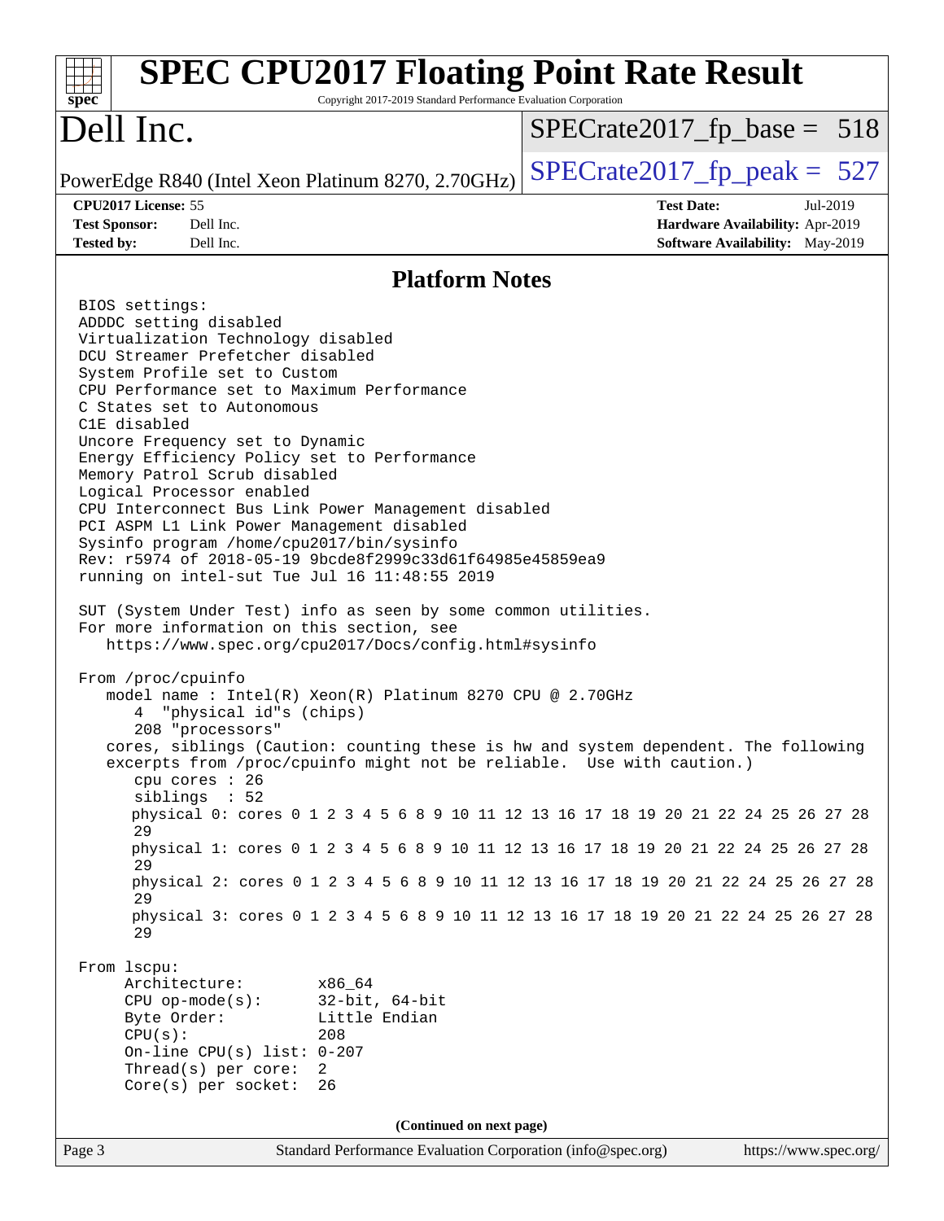# SPEC CPU2017 Floating Point Rate Result

Copyright 2017-2019 Standard Performance Evaluation Corporation

## Dell Inc.

PowerEdge R840 (Intel Xeon Platinum 8270, 2.70GHz)

SPECrate2017_fp_base = 518

SPECrate2017_fp_peak = 527

**CPU2017 License:** 55
**Test Sponsor:** Dell Inc.
**Tested by:** Dell Inc.

**Test Date:** Jul-2019
**Hardware Availability:** Apr-2019
**Software Availability:** May-2019

### Platform Notes

```
BIOS settings:
ADDDC setting disabled
Virtualization Technology disabled
DCU Streamer Prefetcher disabled
System Profile set to Custom
CPU Performance set to Maximum Performance
C States set to Autonomous
C1E disabled
Uncore Frequency set to Dynamic
Energy Efficiency Policy set to Performance
Memory Patrol Scrub disabled
Logical Processor enabled
CPU Interconnect Bus Link Power Management disabled
PCI ASPM L1 Link Power Management disabled
Sysinfo program /home/cpu2017/bin/sysinfo
Rev: r5974 of 2018-05-19 9bcde8f2999c33d61f64985e45859ea9
running on intel-sut Tue Jul 16 11:48:55 2019

SUT (System Under Test) info as seen by some common utilities.
For more information on this section, see
   https://www.spec.org/cpu2017/Docs/config.html#sysinfo

From /proc/cpuinfo
   model name : Intel(R) Xeon(R) Platinum 8270 CPU @ 2.70GHz
      4  "physical id"s (chips)
      208 "processors"
   cores, siblings (Caution: counting these is hw and system dependent. The following
   excerpts from /proc/cpuinfo might not be reliable.  Use with caution.)
      cpu cores : 26
      siblings  : 52
      physical 0: cores 0 1 2 3 4 5 6 8 9 10 11 12 13 16 17 18 19 20 21 22 24 25 26 27 28
      29
      physical 1: cores 0 1 2 3 4 5 6 8 9 10 11 12 13 16 17 18 19 20 21 22 24 25 26 27 28
      29
      physical 2: cores 0 1 2 3 4 5 6 8 9 10 11 12 13 16 17 18 19 20 21 22 24 25 26 27 28
      29
      physical 3: cores 0 1 2 3 4 5 6 8 9 10 11 12 13 16 17 18 19 20 21 22 24 25 26 27 28
      29

From lscpu:
     Architecture:        x86_64
     CPU op-mode(s):      32-bit, 64-bit
     Byte Order:          Little Endian
     CPU(s):              208
     On-line CPU(s) list: 0-207
     Thread(s) per core:  2
     Core(s) per socket:  26
```

(Continued on next page)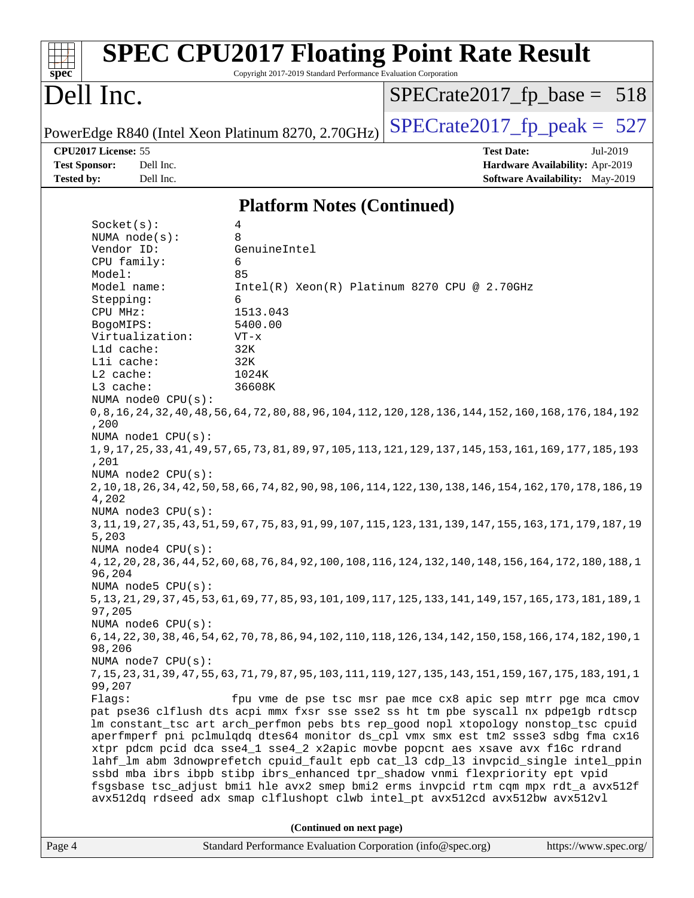# SPEC CPU2017 Floating Point Rate Result

Copyright 2017-2019 Standard Performance Evaluation Corporation

## Dell Inc.

PowerEdge R840 (Intel Xeon Platinum 8270, 2.70GHz)

SPECrate2017_fp_base = 518

SPECrate2017_fp_peak = 527

**CPU2017 License:** 55
**Test Sponsor:** Dell Inc.
**Tested by:** Dell Inc.

**Test Date:** Jul-2019
**Hardware Availability:** Apr-2019
**Software Availability:** May-2019

### Platform Notes (Continued)

```
Socket(s):             4
NUMA node(s):          8
Vendor ID:             GenuineIntel
CPU family:            6
Model:                 85
Model name:            Intel(R) Xeon(R) Platinum 8270 CPU @ 2.70GHz
Stepping:              6
CPU MHz:               1513.043
BogoMIPS:              5400.00
Virtualization:        VT-x
L1d cache:             32K
L1i cache:             32K
L2 cache:              1024K
L3 cache:              36608K
NUMA node0 CPU(s):
0,8,16,24,32,40,48,56,64,72,80,88,96,104,112,120,128,136,144,152,160,168,176,184,192
,200
NUMA node1 CPU(s):
1,9,17,25,33,41,49,57,65,73,81,89,97,105,113,121,129,137,145,153,161,169,177,185,193
,201
NUMA node2 CPU(s):
2,10,18,26,34,42,50,58,66,74,82,90,98,106,114,122,130,138,146,154,162,170,178,186,19
4,202
NUMA node3 CPU(s):
3,11,19,27,35,43,51,59,67,75,83,91,99,107,115,123,131,139,147,155,163,171,179,187,19
5,203
NUMA node4 CPU(s):
4,12,20,28,36,44,52,60,68,76,84,92,100,108,116,124,132,140,148,156,164,172,180,188,1
96,204
NUMA node5 CPU(s):
5,13,21,29,37,45,53,61,69,77,85,93,101,109,117,125,133,141,149,157,165,173,181,189,1
97,205
NUMA node6 CPU(s):
6,14,22,30,38,46,54,62,70,78,86,94,102,110,118,126,134,142,150,158,166,174,182,190,1
98,206
NUMA node7 CPU(s):
7,15,23,31,39,47,55,63,71,79,87,95,103,111,119,127,135,143,151,159,167,175,183,191,1
99,207
Flags:                 fpu vme de pse tsc msr pae mce cx8 apic sep mtrr pge mca cmov
pat pse36 clflush dts acpi mmx fxsr sse sse2 ss ht tm pbe syscall nx pdpe1gb rdtscp
lm constant_tsc art arch_perfmon pebs bts rep_good nopl xtopology nonstop_tsc cpuid
aperfmperf pni pclmulqdq dtes64 monitor ds_cpl vmx smx est tm2 ssse3 sdbg fma cx16
xtpr pdcm pcid dca sse4_1 sse4_2 x2apic movbe popcnt aes xsave avx f16c rdrand
lahf_lm abm 3dnowprefetch cpuid_fault epb cat_l3 cdp_l3 invpcid_single intel_ppin
ssbd mba ibrs ibpb stibp ibrs_enhanced tpr_shadow vnmi flexpriority ept vpid
fsgsbase tsc_adjust bmi1 hle avx2 smep bmi2 erms invpcid rtm cqm mpx rdt_a avx512f
avx512dq rdseed adx smap clflushopt clwb intel_pt avx512cd avx512bw avx512vl
```

(Continued on next page)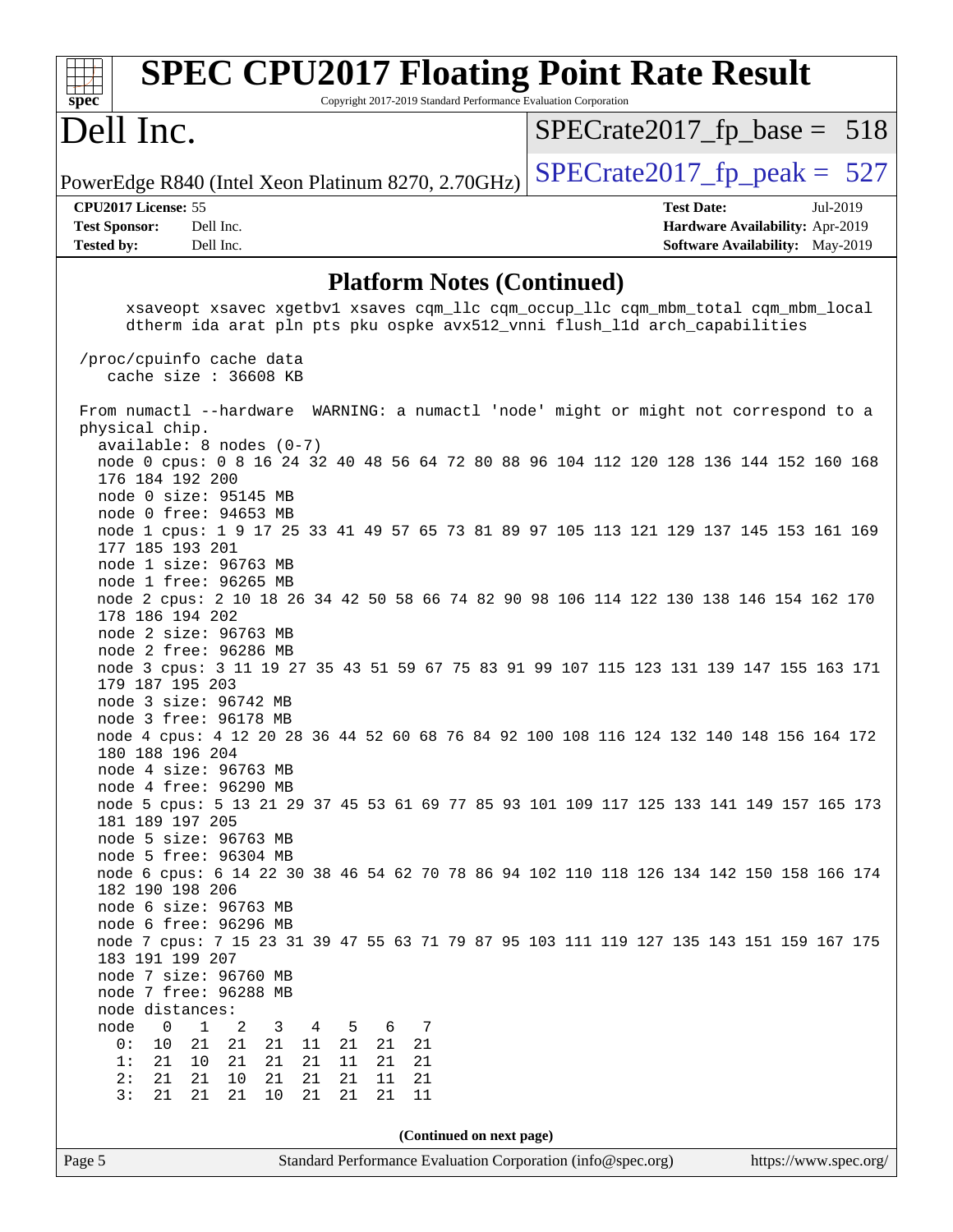## Platform Notes (Continued)

```
     xsaveopt xsavec xgetbv1 xsaves cqm_llc cqm_occup_llc cqm_mbm_total cqm_mbm_local
     dtherm ida arat pln pts pku ospke avx512_vnni flush_l1d arch_capabilities

 /proc/cpuinfo cache data
    cache size : 36608 KB

From numactl --hardware  WARNING: a numactl 'node' might or might not correspond to a
physical chip.
  available: 8 nodes (0-7)
  node 0 cpus: 0 8 16 24 32 40 48 56 64 72 80 88 96 104 112 120 128 136 144 152 160 168
  176 184 192 200
  node 0 size: 95145 MB
  node 0 free: 94653 MB
  node 1 cpus: 1 9 17 25 33 41 49 57 65 73 81 89 97 105 113 121 129 137 145 153 161 169
  177 185 193 201
  node 1 size: 96763 MB
  node 1 free: 96265 MB
  node 2 cpus: 2 10 18 26 34 42 50 58 66 74 82 90 98 106 114 122 130 138 146 154 162 170
  178 186 194 202
  node 2 size: 96763 MB
  node 2 free: 96286 MB
  node 3 cpus: 3 11 19 27 35 43 51 59 67 75 83 91 99 107 115 123 131 139 147 155 163 171
  179 187 195 203
  node 3 size: 96742 MB
  node 3 free: 96178 MB
  node 4 cpus: 4 12 20 28 36 44 52 60 68 76 84 92 100 108 116 124 132 140 148 156 164 172
  180 188 196 204
  node 4 size: 96763 MB
  node 4 free: 96290 MB
  node 5 cpus: 5 13 21 29 37 45 53 61 69 77 85 93 101 109 117 125 133 141 149 157 165 173
  181 189 197 205
  node 5 size: 96763 MB
  node 5 free: 96304 MB
  node 6 cpus: 6 14 22 30 38 46 54 62 70 78 86 94 102 110 118 126 134 142 150 158 166 174
  182 190 198 206
  node 6 size: 96763 MB
  node 6 free: 96296 MB
  node 7 cpus: 7 15 23 31 39 47 55 63 71 79 87 95 103 111 119 127 135 143 151 159 167 175
  183 191 199 207
  node 7 size: 96760 MB
  node 7 free: 96288 MB
  node distances:
  node   0   1   2   3   4   5   6   7
    0:  10  21  21  21  11  21  21  21
    1:  21  10  21  21  21  11  21  21
    2:  21  21  10  21  21  21  11  21
    3:  21  21  21  10  21  21  21  11
```

(Continued on next page)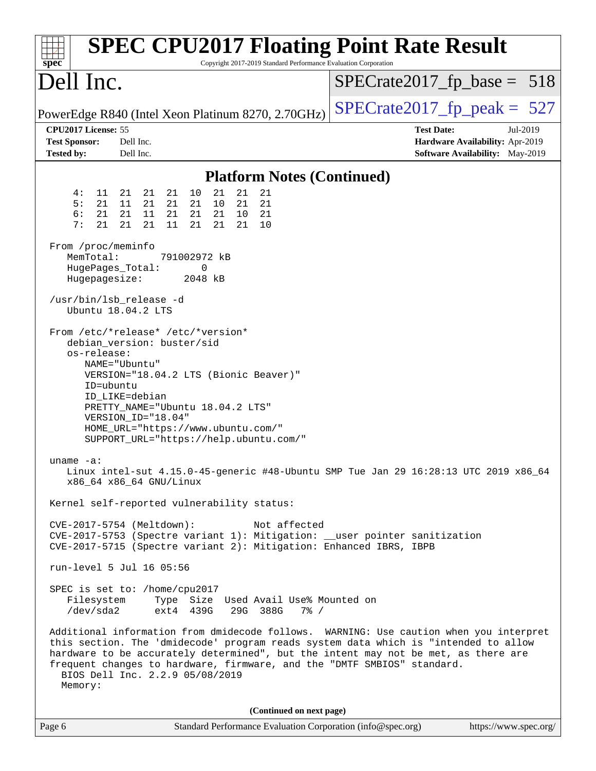# SPEC CPU2017 Floating Point Rate Result

Copyright 2017-2019 Standard Performance Evaluation Corporation

## Dell Inc.

PowerEdge R840 (Intel Xeon Platinum 8270, 2.70GHz)

SPECrate2017_fp_base = 518

SPECrate2017_fp_peak = 527

**CPU2017 License:** 55
**Test Sponsor:** Dell Inc.
**Tested by:** Dell Inc.

**Test Date:** Jul-2019
**Hardware Availability:** Apr-2019
**Software Availability:** May-2019

## Platform Notes (Continued)

```
     4:  11  21  21  21  10  21  21  21
     5:  21  11  21  21  21  10  21  21
     6:  21  21  11  21  21  21  10  21
     7:  21  21  21  11  21  21  21  10

 From /proc/meminfo
    MemTotal:       791002972 kB
    HugePages_Total:       0
    Hugepagesize:       2048 kB

 /usr/bin/lsb_release -d
    Ubuntu 18.04.2 LTS

 From /etc/*release* /etc/*version*
    debian_version: buster/sid
    os-release:
       NAME="Ubuntu"
       VERSION="18.04.2 LTS (Bionic Beaver)"
       ID=ubuntu
       ID_LIKE=debian
       PRETTY_NAME="Ubuntu 18.04.2 LTS"
       VERSION_ID="18.04"
       HOME_URL="https://www.ubuntu.com/"
       SUPPORT_URL="https://help.ubuntu.com/"

 uname -a:
    Linux intel-sut 4.15.0-45-generic #48-Ubuntu SMP Tue Jan 29 16:28:13 UTC 2019 x86_64
    x86_64 x86_64 GNU/Linux

 Kernel self-reported vulnerability status:

 CVE-2017-5754 (Meltdown):          Not affected
 CVE-2017-5753 (Spectre variant 1): Mitigation: __user pointer sanitization
 CVE-2017-5715 (Spectre variant 2): Mitigation: Enhanced IBRS, IBPB

 run-level 5 Jul 16 05:56

 SPEC is set to: /home/cpu2017
    Filesystem     Type  Size  Used Avail Use% Mounted on
    /dev/sda2      ext4  439G   29G  388G   7% /

 Additional information from dmidecode follows.  WARNING: Use caution when you interpret
 this section. The 'dmidecode' program reads system data which is "intended to allow
 hardware to be accurately determined", but the intent may not be met, as there are
 frequent changes to hardware, firmware, and the "DMTF SMBIOS" standard.
   BIOS Dell Inc. 2.2.9 05/08/2019
   Memory:
```

(Continued on next page)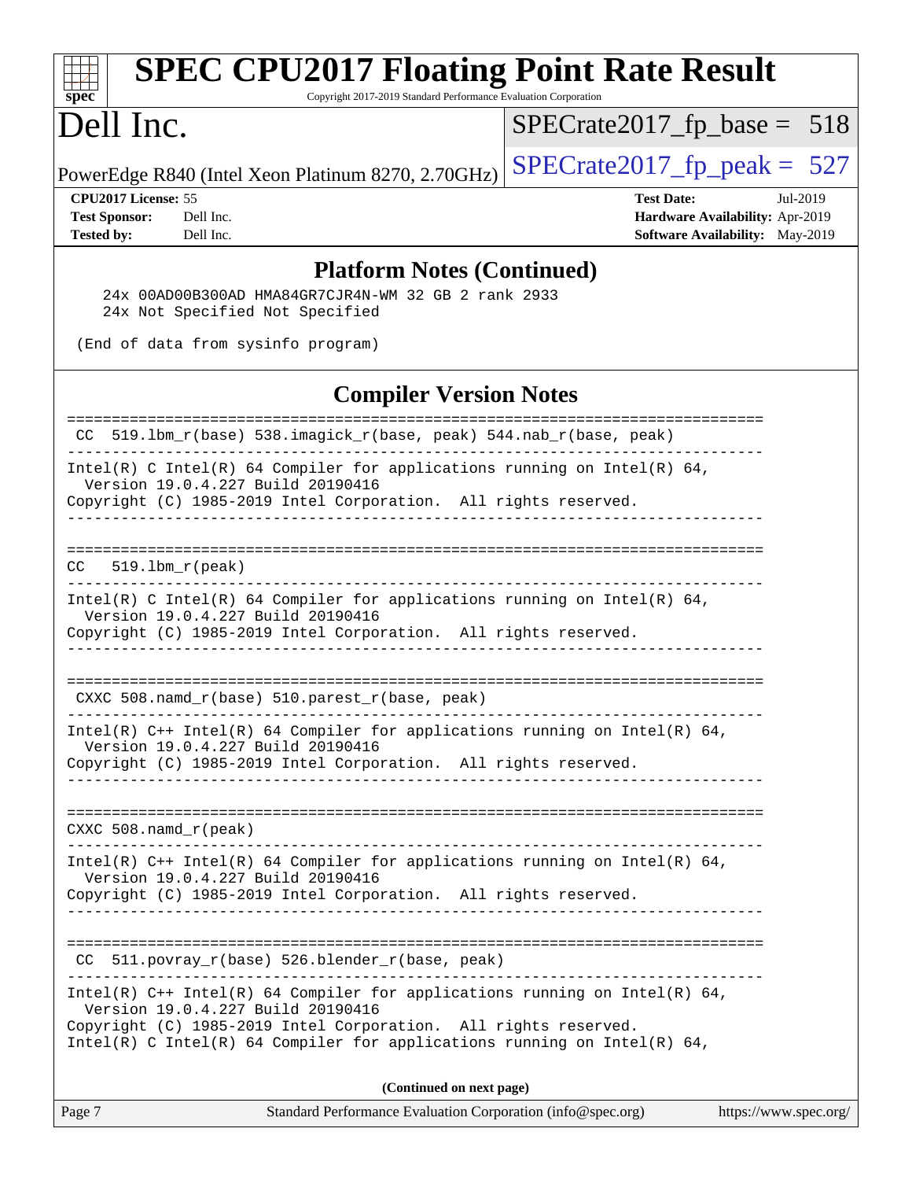# SPEC CPU2017 Floating Point Rate Result

Copyright 2017-2019 Standard Performance Evaluation Corporation

# Dell Inc.

PowerEdge R840 (Intel Xeon Platinum 8270, 2.70GHz)

SPECrate2017_fp_base = 518

SPECrate2017_fp_peak = 527

**CPU2017 License:** 55
**Test Sponsor:** Dell Inc.
**Tested by:** Dell Inc.

**Test Date:** Jul-2019
**Hardware Availability:** Apr-2019
**Software Availability:** May-2019

## Platform Notes (Continued)

```
    24x 00AD00B300AD HMA84GR7CJR4N-WM 32 GB 2 rank 2933
    24x Not Specified Not Specified

 (End of data from sysinfo program)
```

## Compiler Version Notes

```
==============================================================================
 CC  519.lbm_r(base) 538.imagick_r(base, peak) 544.nab_r(base, peak)
------------------------------------------------------------------------------
Intel(R) C Intel(R) 64 Compiler for applications running on Intel(R) 64,
  Version 19.0.4.227 Build 20190416
Copyright (C) 1985-2019 Intel Corporation.  All rights reserved.
------------------------------------------------------------------------------

==============================================================================
CC   519.lbm_r(peak)
------------------------------------------------------------------------------
Intel(R) C Intel(R) 64 Compiler for applications running on Intel(R) 64,
  Version 19.0.4.227 Build 20190416
Copyright (C) 1985-2019 Intel Corporation.  All rights reserved.
------------------------------------------------------------------------------

==============================================================================
 CXXC 508.namd_r(base) 510.parest_r(base, peak)
------------------------------------------------------------------------------
Intel(R) C++ Intel(R) 64 Compiler for applications running on Intel(R) 64,
  Version 19.0.4.227 Build 20190416
Copyright (C) 1985-2019 Intel Corporation.  All rights reserved.
------------------------------------------------------------------------------

==============================================================================
CXXC 508.namd_r(peak)
------------------------------------------------------------------------------
Intel(R) C++ Intel(R) 64 Compiler for applications running on Intel(R) 64,
  Version 19.0.4.227 Build 20190416
Copyright (C) 1985-2019 Intel Corporation.  All rights reserved.
------------------------------------------------------------------------------

==============================================================================
 CC  511.povray_r(base) 526.blender_r(base, peak)
------------------------------------------------------------------------------
Intel(R) C++ Intel(R) 64 Compiler for applications running on Intel(R) 64,
  Version 19.0.4.227 Build 20190416
Copyright (C) 1985-2019 Intel Corporation.  All rights reserved.
Intel(R) C Intel(R) 64 Compiler for applications running on Intel(R) 64,
```

**(Continued on next page)**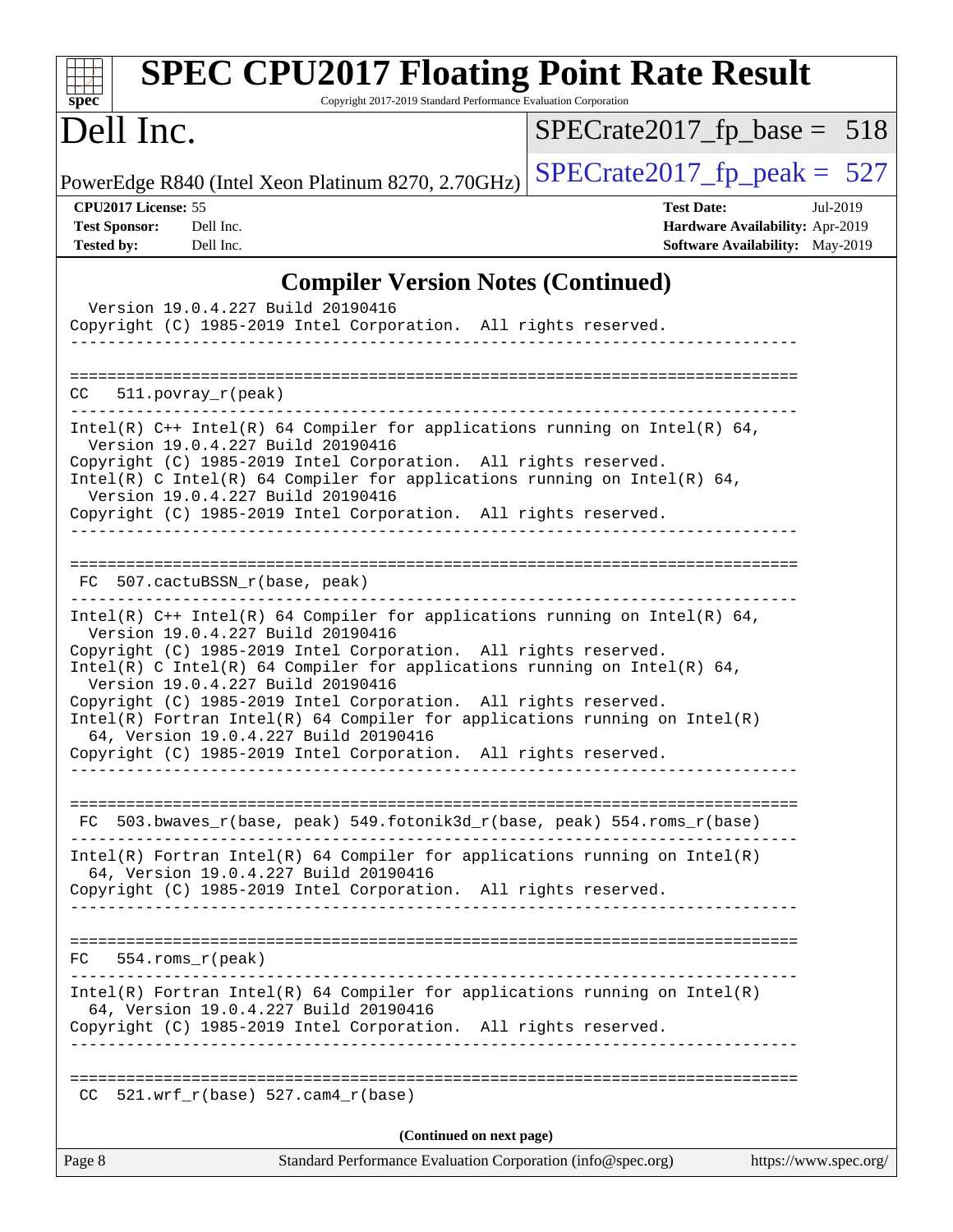## Compiler Version Notes (Continued)

```
  Version 19.0.4.227 Build 20190416
Copyright (C) 1985-2019 Intel Corporation.  All rights reserved.
------------------------------------------------------------------------------

==============================================================================
CC  511.povray_r(peak)
------------------------------------------------------------------------------
Intel(R) C++ Intel(R) 64 Compiler for applications running on Intel(R) 64,
  Version 19.0.4.227 Build 20190416
Copyright (C) 1985-2019 Intel Corporation.  All rights reserved.
Intel(R) C Intel(R) 64 Compiler for applications running on Intel(R) 64,
  Version 19.0.4.227 Build 20190416
Copyright (C) 1985-2019 Intel Corporation.  All rights reserved.
------------------------------------------------------------------------------

==============================================================================
 FC  507.cactuBSSN_r(base, peak)
------------------------------------------------------------------------------
Intel(R) C++ Intel(R) 64 Compiler for applications running on Intel(R) 64,
  Version 19.0.4.227 Build 20190416
Copyright (C) 1985-2019 Intel Corporation.  All rights reserved.
Intel(R) C Intel(R) 64 Compiler for applications running on Intel(R) 64,
  Version 19.0.4.227 Build 20190416
Copyright (C) 1985-2019 Intel Corporation.  All rights reserved.
Intel(R) Fortran Intel(R) 64 Compiler for applications running on Intel(R)
  64, Version 19.0.4.227 Build 20190416
Copyright (C) 1985-2019 Intel Corporation.  All rights reserved.
------------------------------------------------------------------------------

==============================================================================
 FC  503.bwaves_r(base, peak) 549.fotonik3d_r(base, peak) 554.roms_r(base)
------------------------------------------------------------------------------
Intel(R) Fortran Intel(R) 64 Compiler for applications running on Intel(R)
  64, Version 19.0.4.227 Build 20190416
Copyright (C) 1985-2019 Intel Corporation.  All rights reserved.
------------------------------------------------------------------------------

==============================================================================
FC  554.roms_r(peak)
------------------------------------------------------------------------------
Intel(R) Fortran Intel(R) 64 Compiler for applications running on Intel(R)
  64, Version 19.0.4.227 Build 20190416
Copyright (C) 1985-2019 Intel Corporation.  All rights reserved.
------------------------------------------------------------------------------

==============================================================================
 CC  521.wrf_r(base) 527.cam4_r(base)
```

(Continued on next page)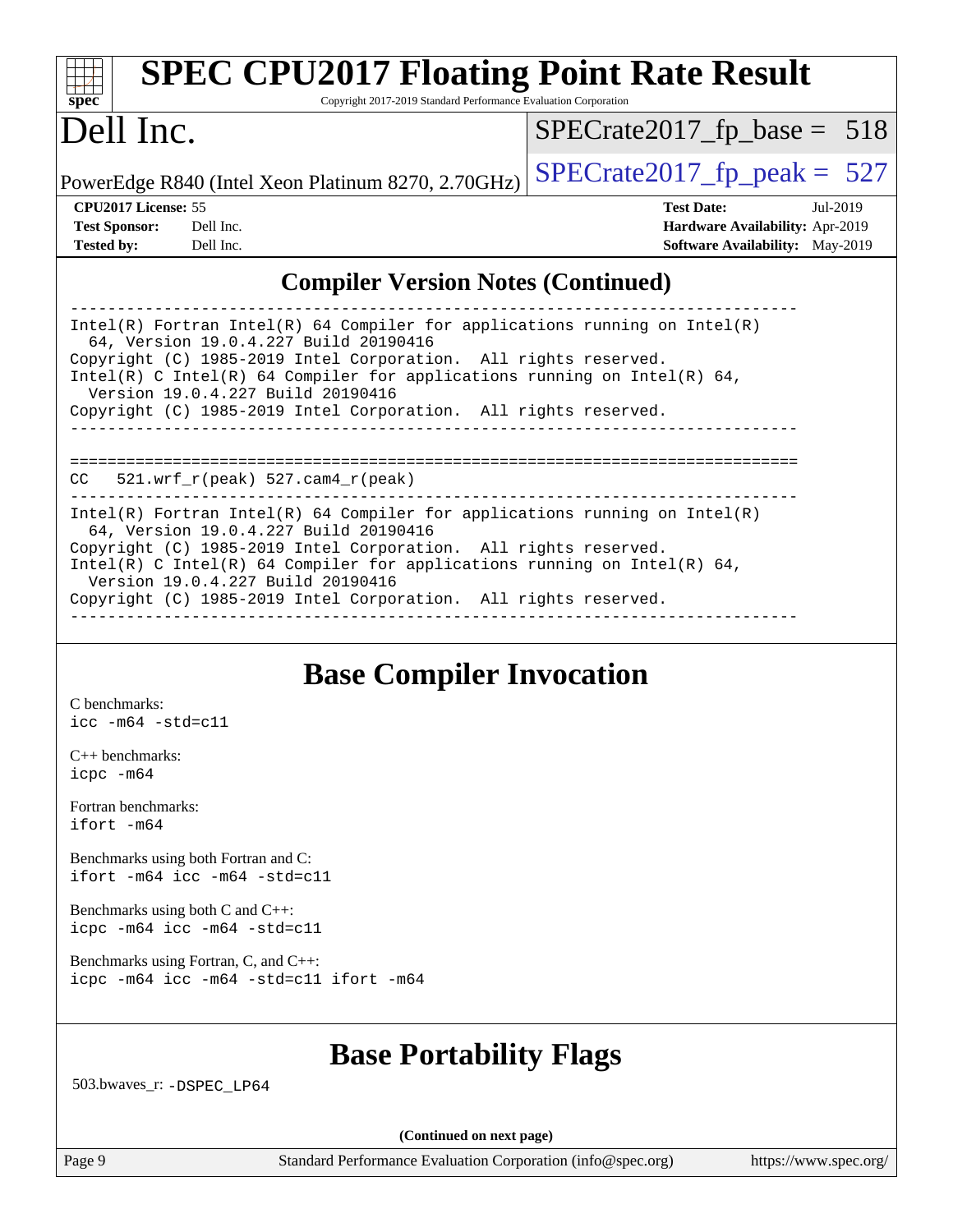## Compiler Version Notes (Continued)

```
------------------------------------------------------------------------------
Intel(R) Fortran Intel(R) 64 Compiler for applications running on Intel(R)
  64, Version 19.0.4.227 Build 20190416
Copyright (C) 1985-2019 Intel Corporation.  All rights reserved.
Intel(R) C Intel(R) 64 Compiler for applications running on Intel(R) 64,
  Version 19.0.4.227 Build 20190416
Copyright (C) 1985-2019 Intel Corporation.  All rights reserved.
------------------------------------------------------------------------------

==============================================================================
CC   521.wrf_r(peak) 527.cam4_r(peak)
------------------------------------------------------------------------------
Intel(R) Fortran Intel(R) 64 Compiler for applications running on Intel(R)
  64, Version 19.0.4.227 Build 20190416
Copyright (C) 1985-2019 Intel Corporation.  All rights reserved.
Intel(R) C Intel(R) 64 Compiler for applications running on Intel(R) 64,
  Version 19.0.4.227 Build 20190416
Copyright (C) 1985-2019 Intel Corporation.  All rights reserved.
------------------------------------------------------------------------------
```

## Base Compiler Invocation

C benchmarks:
`icc -m64 -std=c11`

C++ benchmarks:
`icpc -m64`

Fortran benchmarks:
`ifort -m64`

Benchmarks using both Fortran and C:
`ifort -m64 icc -m64 -std=c11`

Benchmarks using both C and C++:
`icpc -m64 icc -m64 -std=c11`

Benchmarks using Fortran, C, and C++:
`icpc -m64 icc -m64 -std=c11 ifort -m64`

## Base Portability Flags

503.bwaves_r: `-DSPEC_LP64`

**(Continued on next page)**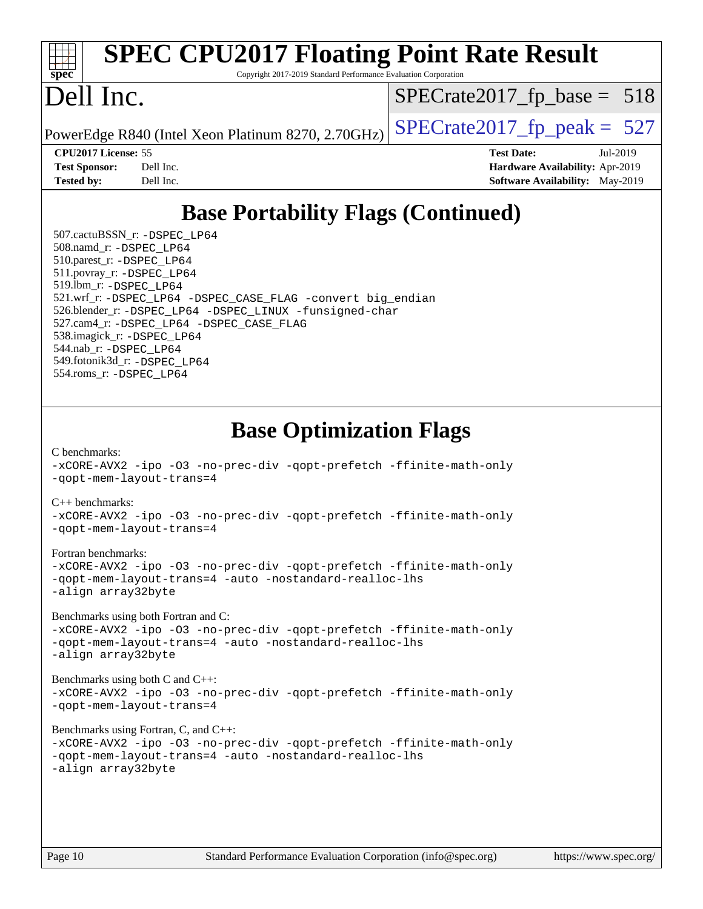## Base Portability Flags (Continued)

507.cactuBSSN_r: -DSPEC_LP64
508.namd_r: -DSPEC_LP64
510.parest_r: -DSPEC_LP64
511.povray_r: -DSPEC_LP64
519.lbm_r: -DSPEC_LP64
521.wrf_r: -DSPEC_LP64 -DSPEC_CASE_FLAG -convert big_endian
526.blender_r: -DSPEC_LP64 -DSPEC_LINUX -funsigned-char
527.cam4_r: -DSPEC_LP64 -DSPEC_CASE_FLAG
538.imagick_r: -DSPEC_LP64
544.nab_r: -DSPEC_LP64
549.fotonik3d_r: -DSPEC_LP64
554.roms_r: -DSPEC_LP64

## Base Optimization Flags

C benchmarks:
-xCORE-AVX2 -ipo -O3 -no-prec-div -qopt-prefetch -ffinite-math-only
-qopt-mem-layout-trans=4

C++ benchmarks:
-xCORE-AVX2 -ipo -O3 -no-prec-div -qopt-prefetch -ffinite-math-only
-qopt-mem-layout-trans=4

Fortran benchmarks:
-xCORE-AVX2 -ipo -O3 -no-prec-div -qopt-prefetch -ffinite-math-only
-qopt-mem-layout-trans=4 -auto -nostandard-realloc-lhs
-align array32byte

Benchmarks using both Fortran and C:
-xCORE-AVX2 -ipo -O3 -no-prec-div -qopt-prefetch -ffinite-math-only
-qopt-mem-layout-trans=4 -auto -nostandard-realloc-lhs
-align array32byte

Benchmarks using both C and C++:
-xCORE-AVX2 -ipo -O3 -no-prec-div -qopt-prefetch -ffinite-math-only
-qopt-mem-layout-trans=4

Benchmarks using Fortran, C, and C++:
-xCORE-AVX2 -ipo -O3 -no-prec-div -qopt-prefetch -ffinite-math-only
-qopt-mem-layout-trans=4 -auto -nostandard-realloc-lhs
-align array32byte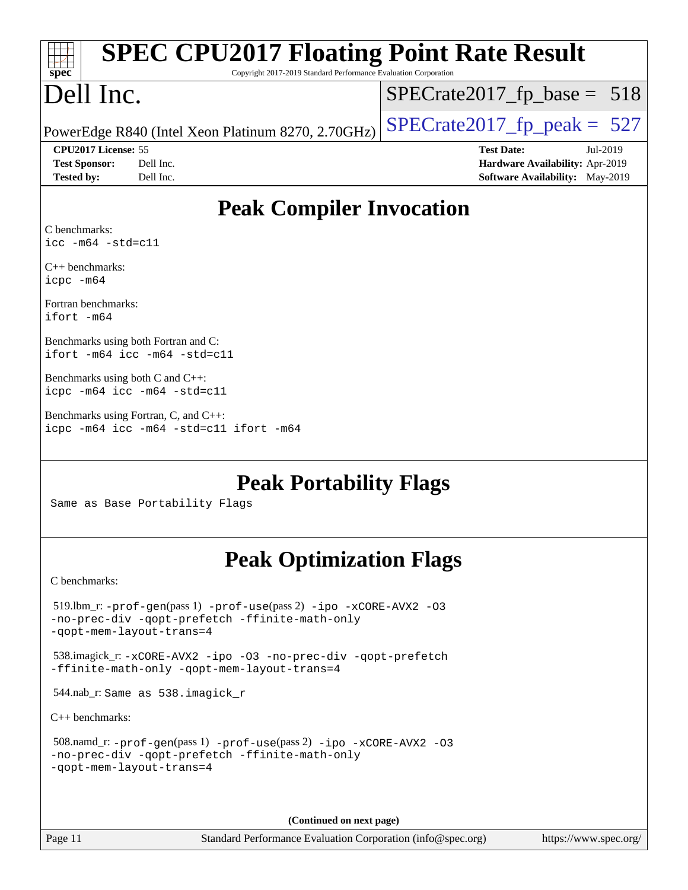# Peak Compiler Invocation

C benchmarks:
`icc -m64 -std=c11`

C++ benchmarks:
`icpc -m64`

Fortran benchmarks:
`ifort -m64`

Benchmarks using both Fortran and C:
`ifort -m64 icc -m64 -std=c11`

Benchmarks using both C and C++:
`icpc -m64 icc -m64 -std=c11`

Benchmarks using Fortran, C, and C++:
`icpc -m64 icc -m64 -std=c11 ifort -m64`

# Peak Portability Flags

Same as Base Portability Flags

# Peak Optimization Flags

C benchmarks:

519.lbm_r: `-prof-gen`(pass 1) `-prof-use`(pass 2) `-ipo -xCORE-AVX2 -O3 -no-prec-div -qopt-prefetch -ffinite-math-only -qopt-mem-layout-trans=4`

538.imagick_r: `-xCORE-AVX2 -ipo -O3 -no-prec-div -qopt-prefetch -ffinite-math-only -qopt-mem-layout-trans=4`

544.nab_r: Same as 538.imagick_r

C++ benchmarks:

508.namd_r: `-prof-gen`(pass 1) `-prof-use`(pass 2) `-ipo -xCORE-AVX2 -O3 -no-prec-div -qopt-prefetch -ffinite-math-only -qopt-mem-layout-trans=4`

**(Continued on next page)**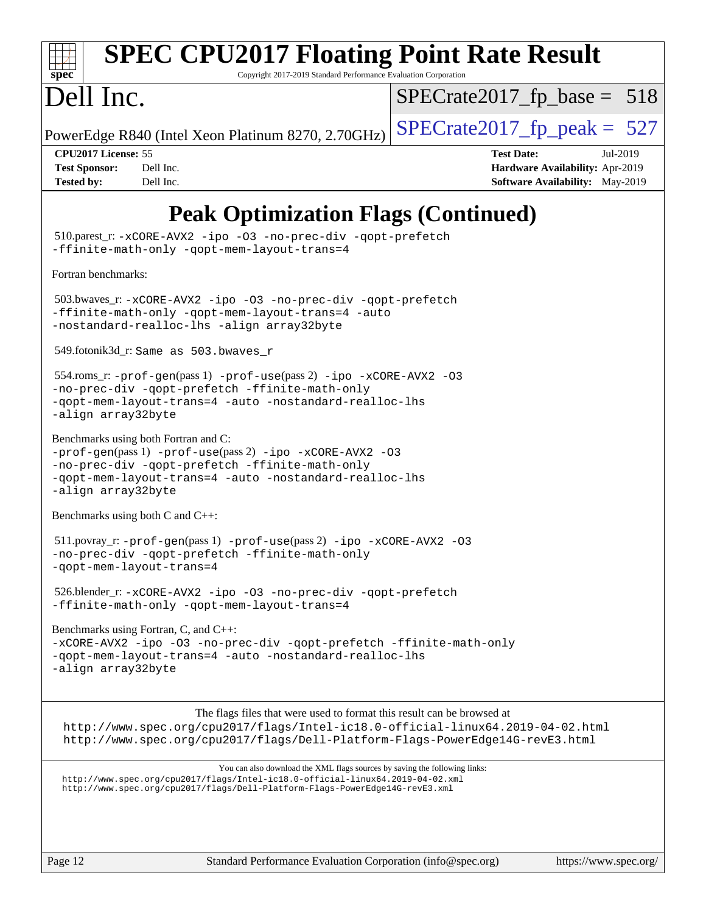# Peak Optimization Flags (Continued)

510.parest_r: `-xCORE-AVX2 -ipo -O3 -no-prec-div -qopt-prefetch -ffinite-math-only -qopt-mem-layout-trans=4`

Fortran benchmarks:

503.bwaves_r: `-xCORE-AVX2 -ipo -O3 -no-prec-div -qopt-prefetch -ffinite-math-only -qopt-mem-layout-trans=4 -auto -nostandard-realloc-lhs -align array32byte`

549.fotonik3d_r: `Same as 503.bwaves_r`

554.roms_r: `-prof-gen`(pass 1) `-prof-use`(pass 2) `-ipo -xCORE-AVX2 -O3 -no-prec-div -qopt-prefetch -ffinite-math-only -qopt-mem-layout-trans=4 -auto -nostandard-realloc-lhs -align array32byte`

Benchmarks using both Fortran and C:
`-prof-gen`(pass 1) `-prof-use`(pass 2) `-ipo -xCORE-AVX2 -O3 -no-prec-div -qopt-prefetch -ffinite-math-only -qopt-mem-layout-trans=4 -auto -nostandard-realloc-lhs -align array32byte`

Benchmarks using both C and C++:

511.povray_r: `-prof-gen`(pass 1) `-prof-use`(pass 2) `-ipo -xCORE-AVX2 -O3 -no-prec-div -qopt-prefetch -ffinite-math-only -qopt-mem-layout-trans=4`

526.blender_r: `-xCORE-AVX2 -ipo -O3 -no-prec-div -qopt-prefetch -ffinite-math-only -qopt-mem-layout-trans=4`

Benchmarks using Fortran, C, and C++:
`-xCORE-AVX2 -ipo -O3 -no-prec-div -qopt-prefetch -ffinite-math-only -qopt-mem-layout-trans=4 -auto -nostandard-realloc-lhs -align array32byte`

The flags files that were used to format this result can be browsed at
http://www.spec.org/cpu2017/flags/Intel-ic18.0-official-linux64.2019-04-02.html
http://www.spec.org/cpu2017/flags/Dell-Platform-Flags-PowerEdge14G-revE3.html

You can also download the XML flags sources by saving the following links:
http://www.spec.org/cpu2017/flags/Intel-ic18.0-official-linux64.2019-04-02.xml
http://www.spec.org/cpu2017/flags/Dell-Platform-Flags-PowerEdge14G-revE3.xml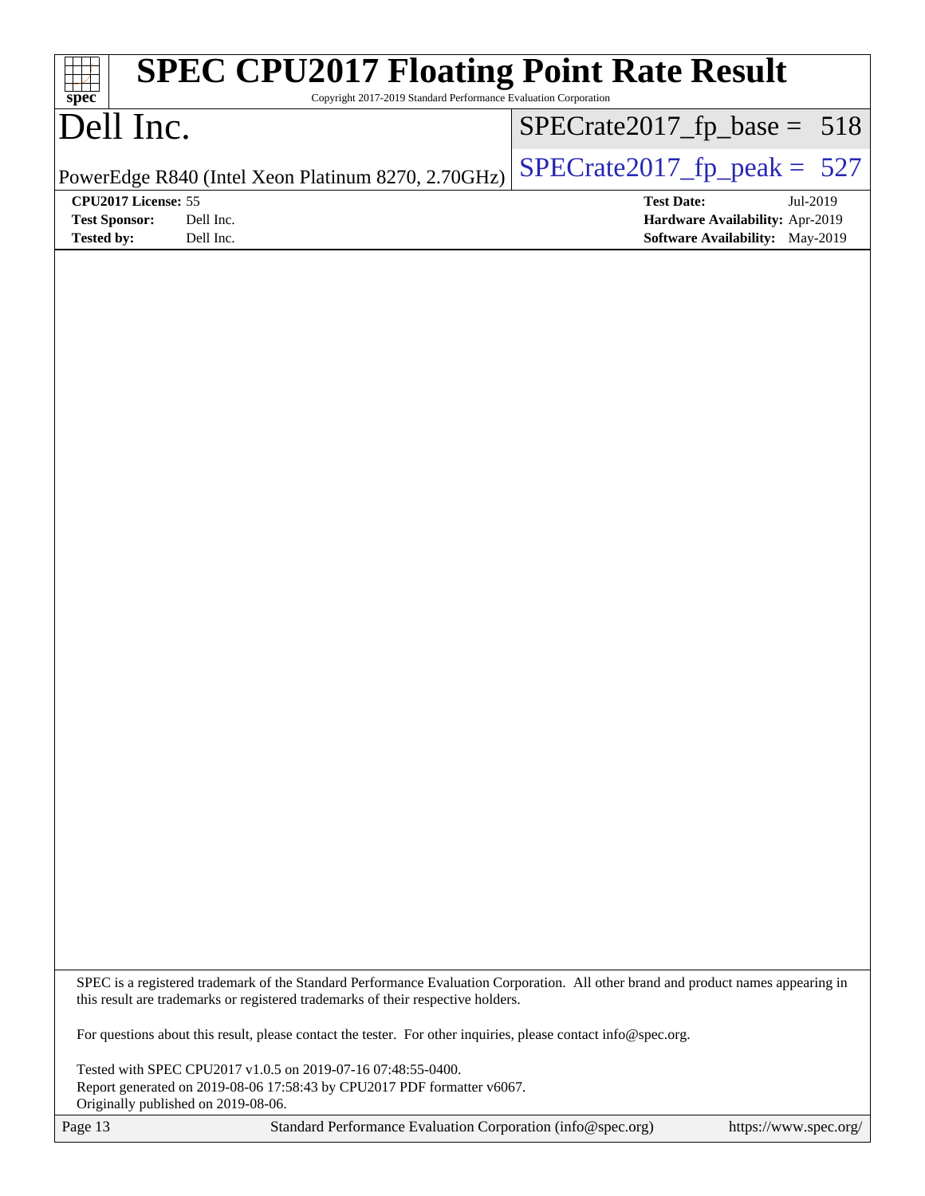SPEC is a registered trademark of the Standard Performance Evaluation Corporation. All other brand and product names appearing in this result are trademarks or registered trademarks of their respective holders.

For questions about this result, please contact the tester. For other inquiries, please contact info@spec.org.

Tested with SPEC CPU2017 v1.0.5 on 2019-07-16 07:48:55-0400.
Report generated on 2019-08-06 17:58:43 by CPU2017 PDF formatter v6067.
Originally published on 2019-08-06.